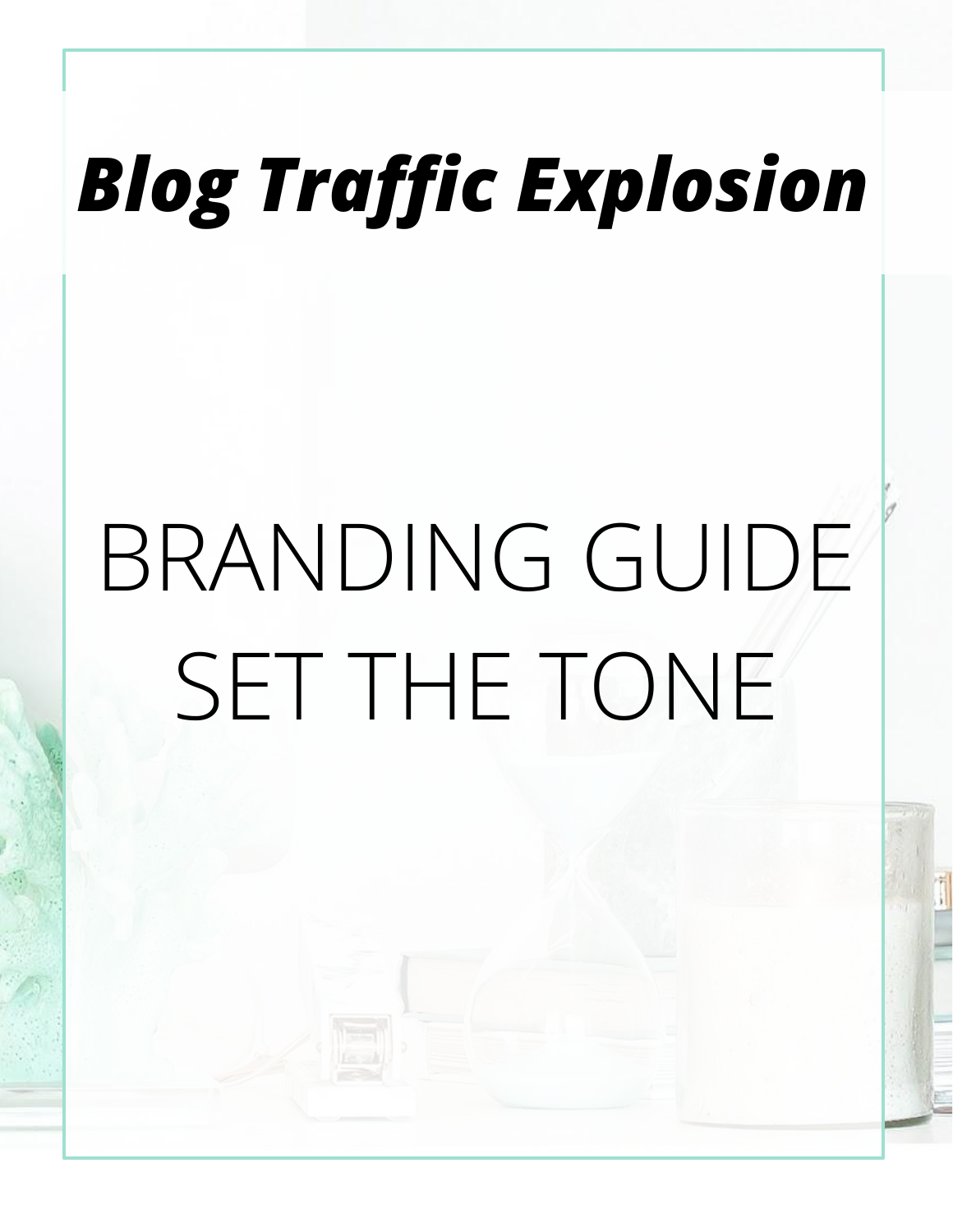# ***Blog Traffic Explosion***

# BRANDING GUIDE
# SET THE TONE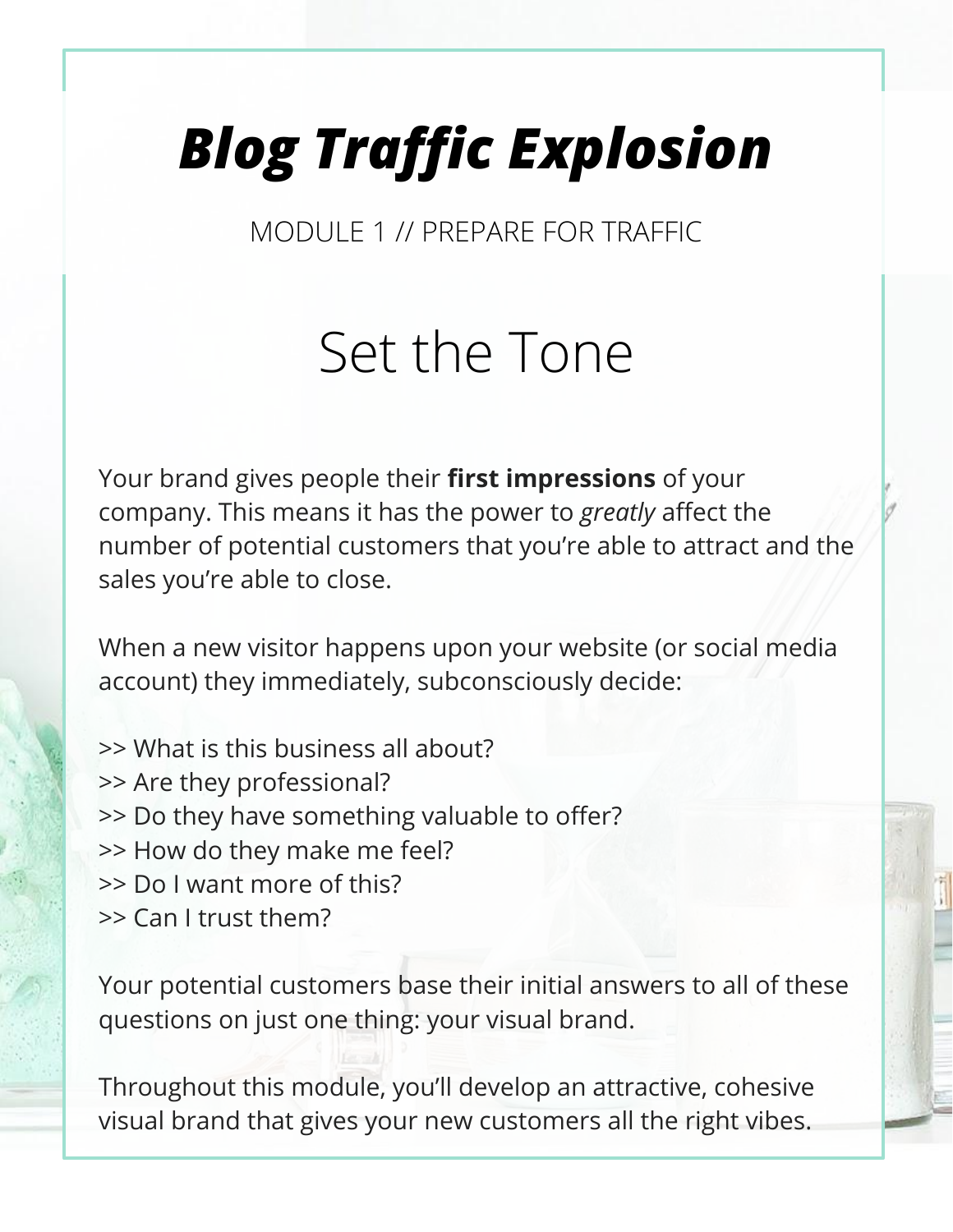# *Blog Traffic Explosion*

MODULE 1 // PREPARE FOR TRAFFIC

## Set the Tone

Your brand gives people their **first impressions** of your company. This means it has the power to *greatly* affect the number of potential customers that you're able to attract and the sales you're able to close.

When a new visitor happens upon your website (or social media account) they immediately, subconsciously decide:

>> What is this business all about?
>> Are they professional?
>> Do they have something valuable to offer?
>> How do they make me feel?
>> Do I want more of this?
>> Can I trust them?

Your potential customers base their initial answers to all of these questions on just one thing: your visual brand.

Throughout this module, you'll develop an attractive, cohesive visual brand that gives your new customers all the right vibes.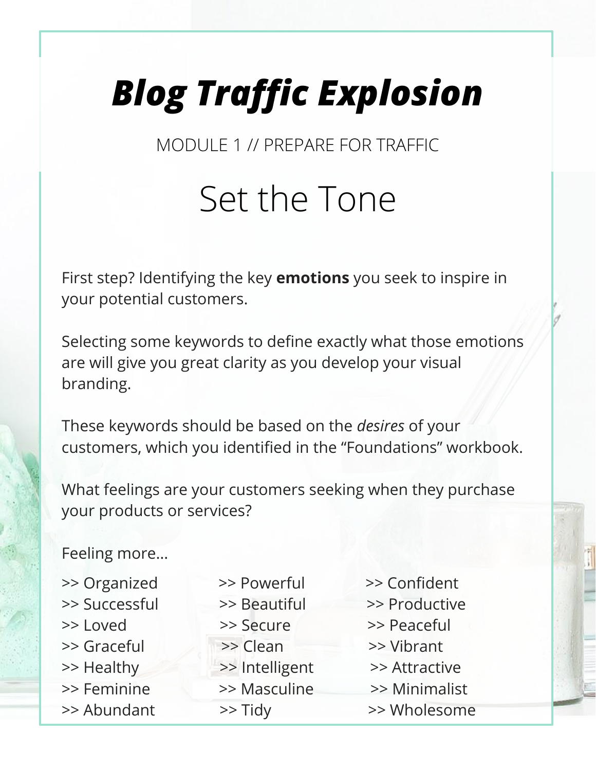# *Blog Traffic Explosion*

MODULE 1 // PREPARE FOR TRAFFIC

## Set the Tone

First step? Identifying the key **emotions** you seek to inspire in your potential customers.

Selecting some keywords to define exactly what those emotions are will give you great clarity as you develop your visual branding.

These keywords should be based on the *desires* of your customers, which you identified in the "Foundations" workbook.

What feelings are your customers seeking when they purchase your products or services?

Feeling more...

>> Organized
>> Successful
>> Loved
>> Graceful
>> Healthy
>> Feminine
>> Abundant

>> Powerful
>> Beautiful
>> Secure
>> Clean
>> Intelligent
>> Masculine
>> Tidy

>> Confident
>> Productive
>> Peaceful
>> Vibrant
>> Attractive
>> Minimalist
>> Wholesome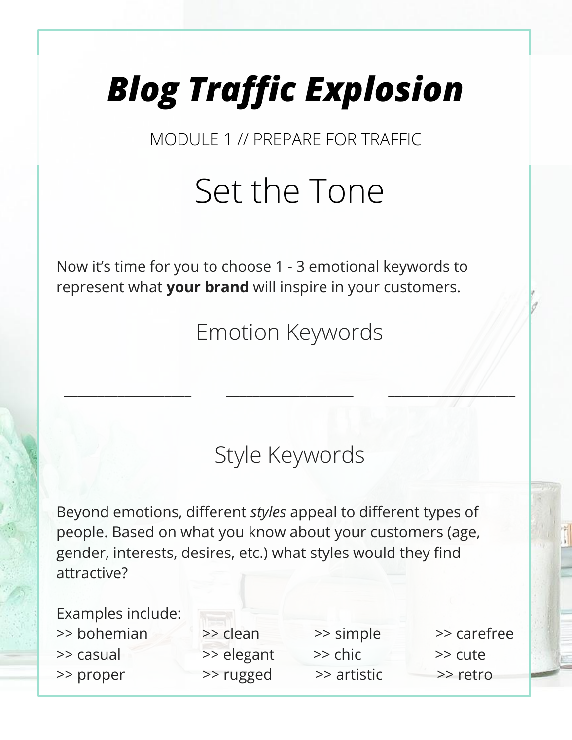# Blog Traffic Explosion

MODULE 1 // PREPARE FOR TRAFFIC

## Set the Tone

Now it's time for you to choose 1 - 3 emotional keywords to represent what **your brand** will inspire in your customers.

### Emotion Keywords

_______________ _______________ _______________

### Style Keywords

Beyond emotions, different *styles* appeal to different types of people. Based on what you know about your customers (age, gender, interests, desires, etc.) what styles would they find attractive?

Examples include:

>> bohemian
>> casual
>> proper
>> clean
>> elegant
>> rugged
>> simple
>> chic
>> artistic
>> carefree
>> cute
>> retro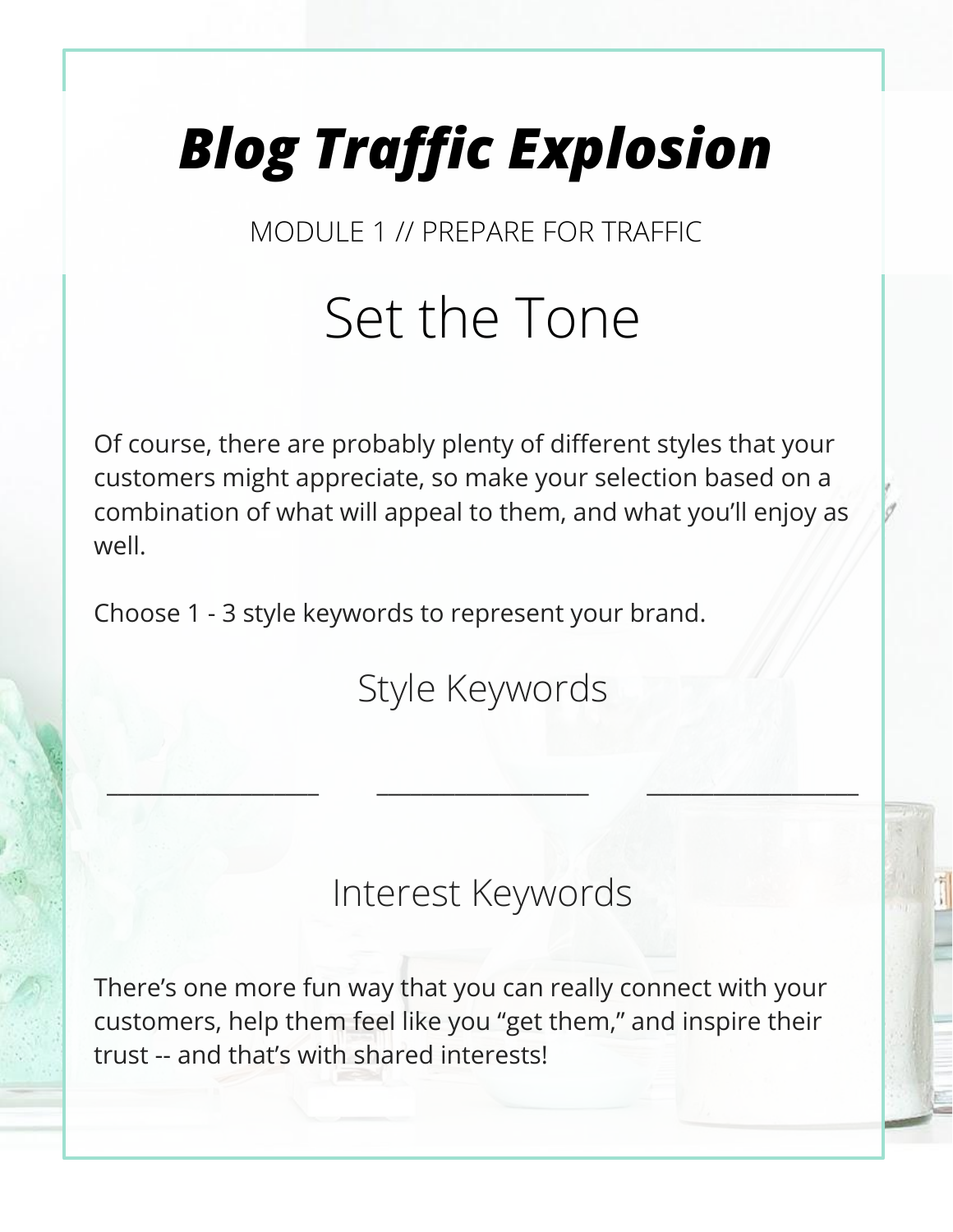# ***Blog Traffic Explosion***

MODULE 1 // PREPARE FOR TRAFFIC

## Set the Tone

Of course, there are probably plenty of different styles that your customers might appreciate, so make your selection based on a combination of what will appeal to them, and what you'll enjoy as well.

Choose 1 - 3 style keywords to represent your brand.

### Style Keywords

__________________ __________________ __________________

### Interest Keywords

There's one more fun way that you can really connect with your customers, help them feel like you "get them," and inspire their trust -- and that's with shared interests!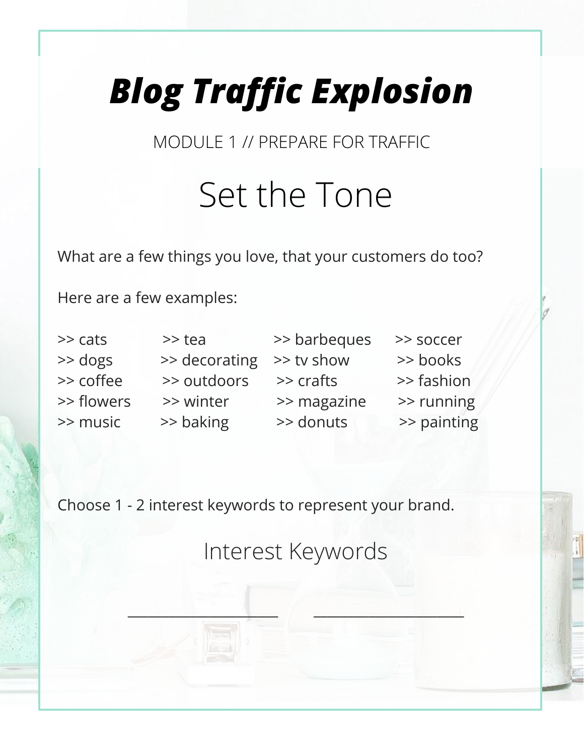# ***Blog Traffic Explosion***

MODULE 1 // PREPARE FOR TRAFFIC

## Set the Tone

What are a few things you love, that your customers do too?

Here are a few examples:

| | | | |
|---|---|---|---|
| >> cats | >> tea | >> barbeques | >> soccer |
| >> dogs | >> decorating | >> tv show | >> books |
| >> coffee | >> outdoors | >> crafts | >> fashion |
| >> flowers | >> winter | >> magazine | >> running |
| >> music | >> baking | >> donuts | >> painting |

Choose 1 - 2 interest keywords to represent your brand.

### Interest Keywords

\_\_\_\_\_\_\_\_\_\_\_\_\_\_\_\_\_\_\_\_ \_\_\_\_\_\_\_\_\_\_\_\_\_\_\_\_\_\_\_\_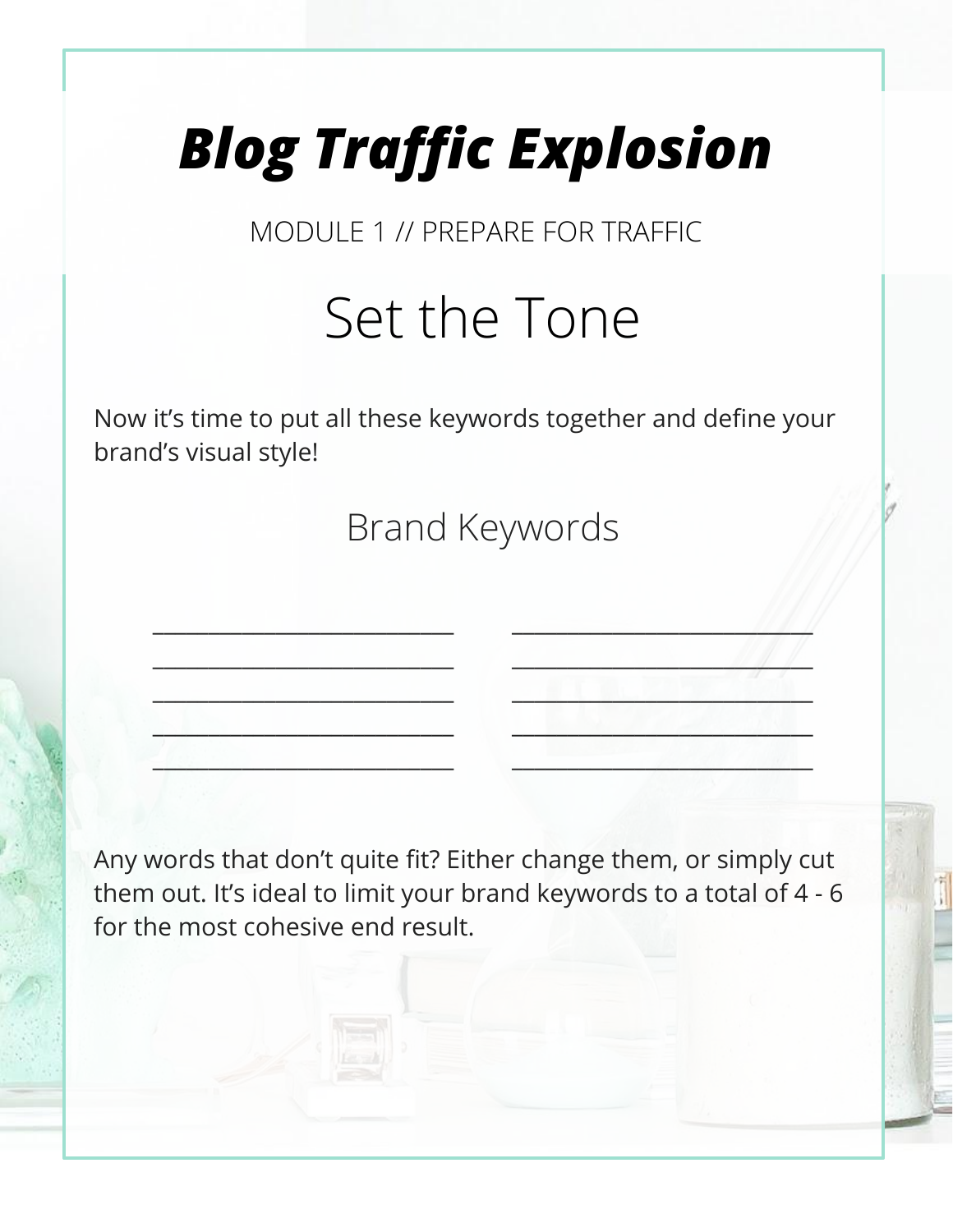# Blog Traffic Explosion

MODULE 1 // PREPARE FOR TRAFFIC

## Set the Tone

Now it's time to put all these keywords together and define your brand's visual style!

### Brand Keywords

_________________________ _________________________
_________________________ _________________________
_________________________ _________________________
_________________________ _________________________
_________________________ _________________________

Any words that don't quite fit? Either change them, or simply cut them out. It's ideal to limit your brand keywords to a total of 4 - 6 for the most cohesive end result.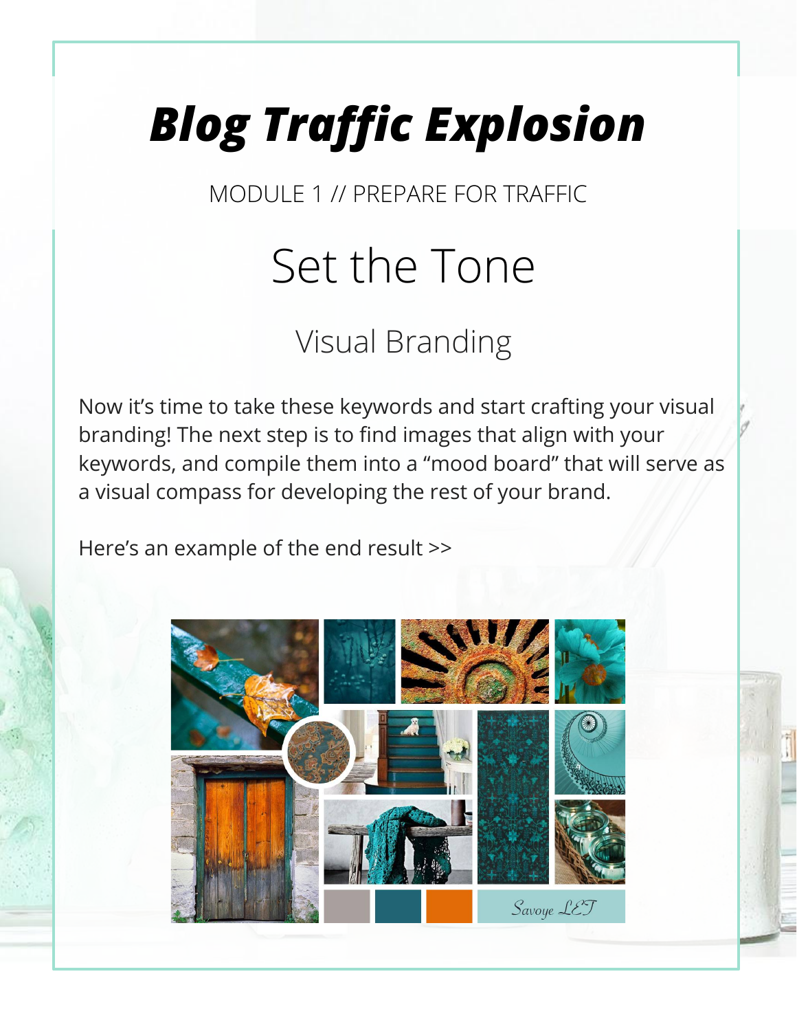# *Blog Traffic Explosion*

MODULE 1 // PREPARE FOR TRAFFIC

## Set the Tone

### Visual Branding

Now it's time to take these keywords and start crafting your visual branding! The next step is to find images that align with your keywords, and compile them into a "mood board" that will serve as a visual compass for developing the rest of your brand.

Here's an example of the end result >>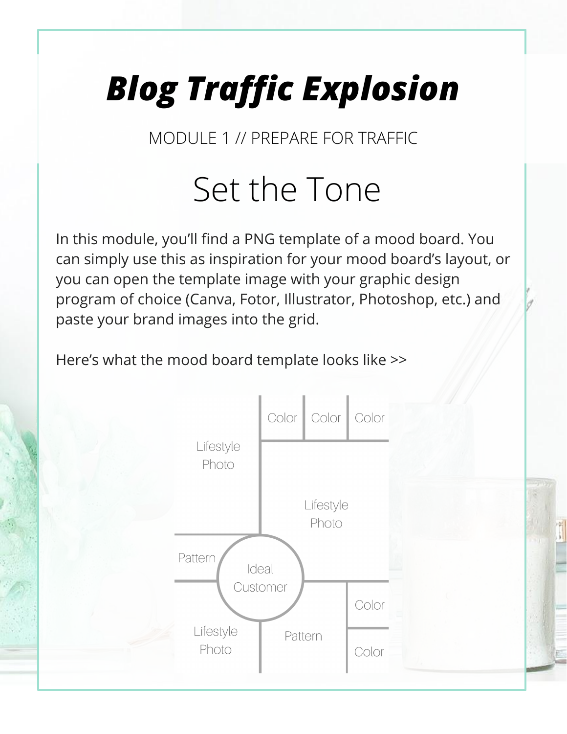# *Blog Traffic Explosion*

MODULE 1 // PREPARE FOR TRAFFIC

## Set the Tone

In this module, you'll find a PNG template of a mood board. You can simply use this as inspiration for your mood board's layout, or you can open the template image with your graphic design program of choice (Canva, Fotor, Illustrator, Photoshop, etc.) and paste your brand images into the grid.

Here's what the mood board template looks like >>

Lifestyle Photo | Color | Color | Color

Lifestyle Photo

Pattern | Ideal Customer

Lifestyle Photo | Pattern | Color | Color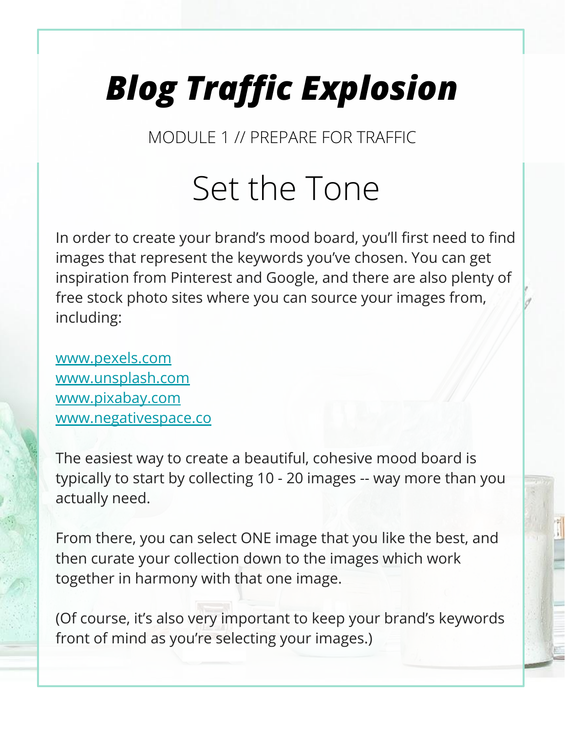# *Blog Traffic Explosion*

MODULE 1 // PREPARE FOR TRAFFIC

## Set the Tone

In order to create your brand's mood board, you'll first need to find images that represent the keywords you've chosen. You can get inspiration from Pinterest and Google, and there are also plenty of free stock photo sites where you can source your images from, including:

[www.pexels.com](http://www.pexels.com)
[www.unsplash.com](http://www.unsplash.com)
[www.pixabay.com](http://www.pixabay.com)
[www.negativespace.co](http://www.negativespace.co)

The easiest way to create a beautiful, cohesive mood board is typically to start by collecting 10 - 20 images -- way more than you actually need.

From there, you can select ONE image that you like the best, and then curate your collection down to the images which work together in harmony with that one image.

(Of course, it's also very important to keep your brand's keywords front of mind as you're selecting your images.)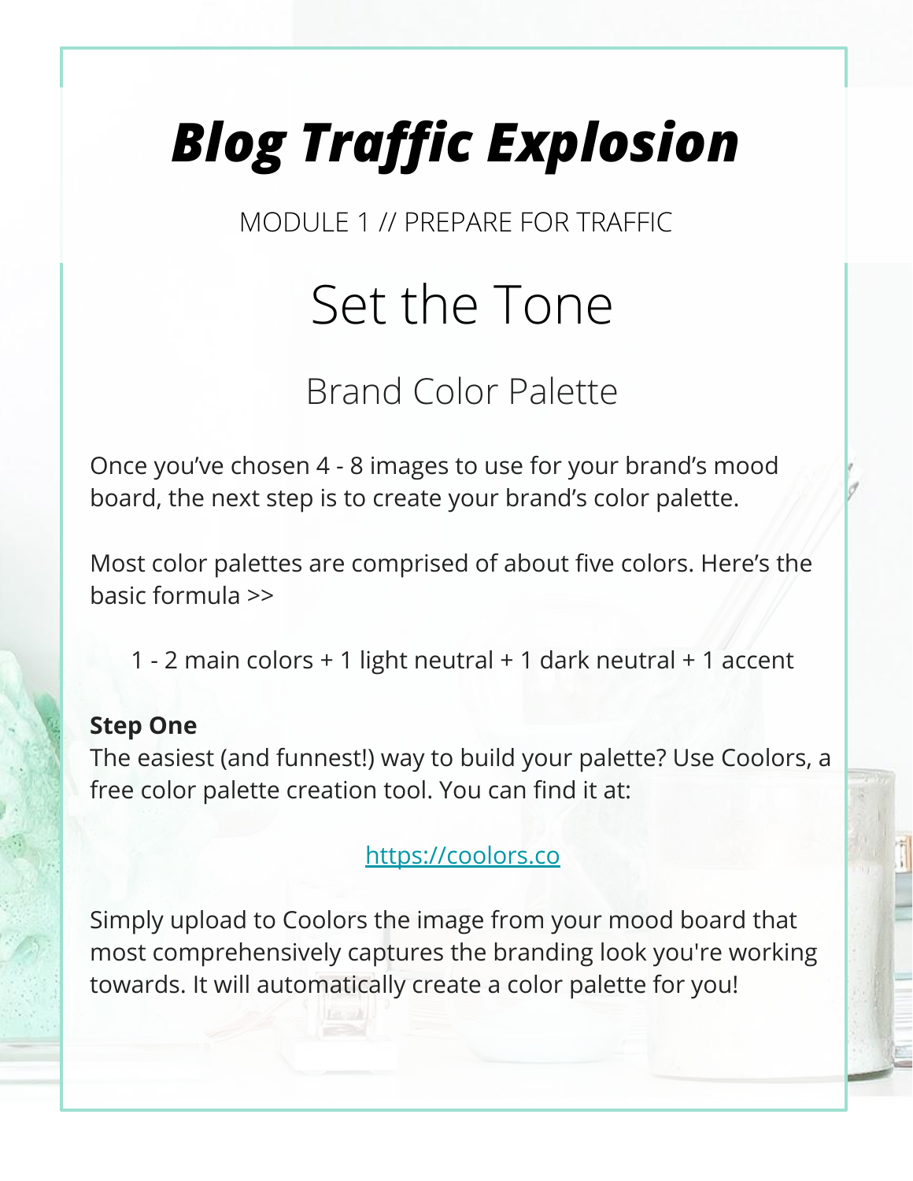# *Blog Traffic Explosion*

MODULE 1 // PREPARE FOR TRAFFIC

## Set the Tone

### Brand Color Palette

Once you've chosen 4 - 8 images to use for your brand's mood board, the next step is to create your brand's color palette.

Most color palettes are comprised of about five colors. Here's the basic formula >>

1 - 2 main colors + 1 light neutral + 1 dark neutral + 1 accent

**Step One**
The easiest (and funnest!) way to build your palette? Use Coolors, a free color palette creation tool. You can find it at:

https://coolors.co

Simply upload to Coolors the image from your mood board that most comprehensively captures the branding look you're working towards. It will automatically create a color palette for you!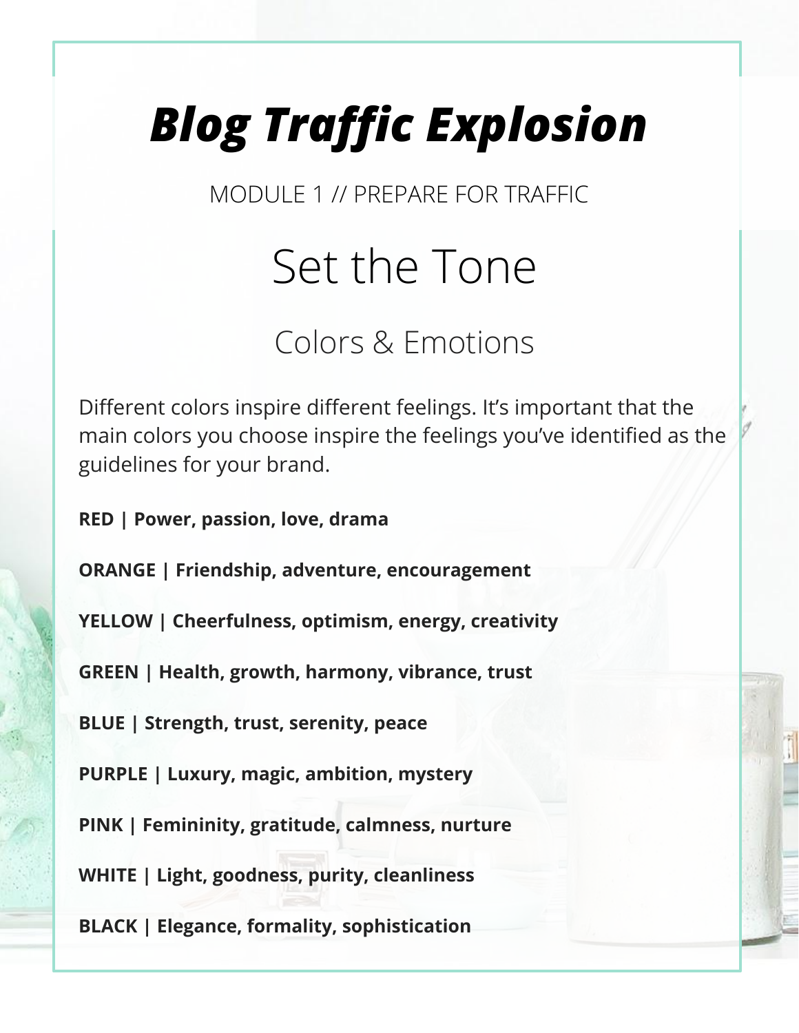# ***Blog Traffic Explosion***

MODULE 1 // PREPARE FOR TRAFFIC

## Set the Tone

### Colors & Emotions

Different colors inspire different feelings. It's important that the main colors you choose inspire the feelings you've identified as the guidelines for your brand.

**RED | Power, passion, love, drama**

**ORANGE | Friendship, adventure, encouragement**

**YELLOW | Cheerfulness, optimism, energy, creativity**

**GREEN | Health, growth, harmony, vibrance, trust**

**BLUE | Strength, trust, serenity, peace**

**PURPLE | Luxury, magic, ambition, mystery**

**PINK | Femininity, gratitude, calmness, nurture**

**WHITE | Light, goodness, purity, cleanliness**

**BLACK | Elegance, formality, sophistication**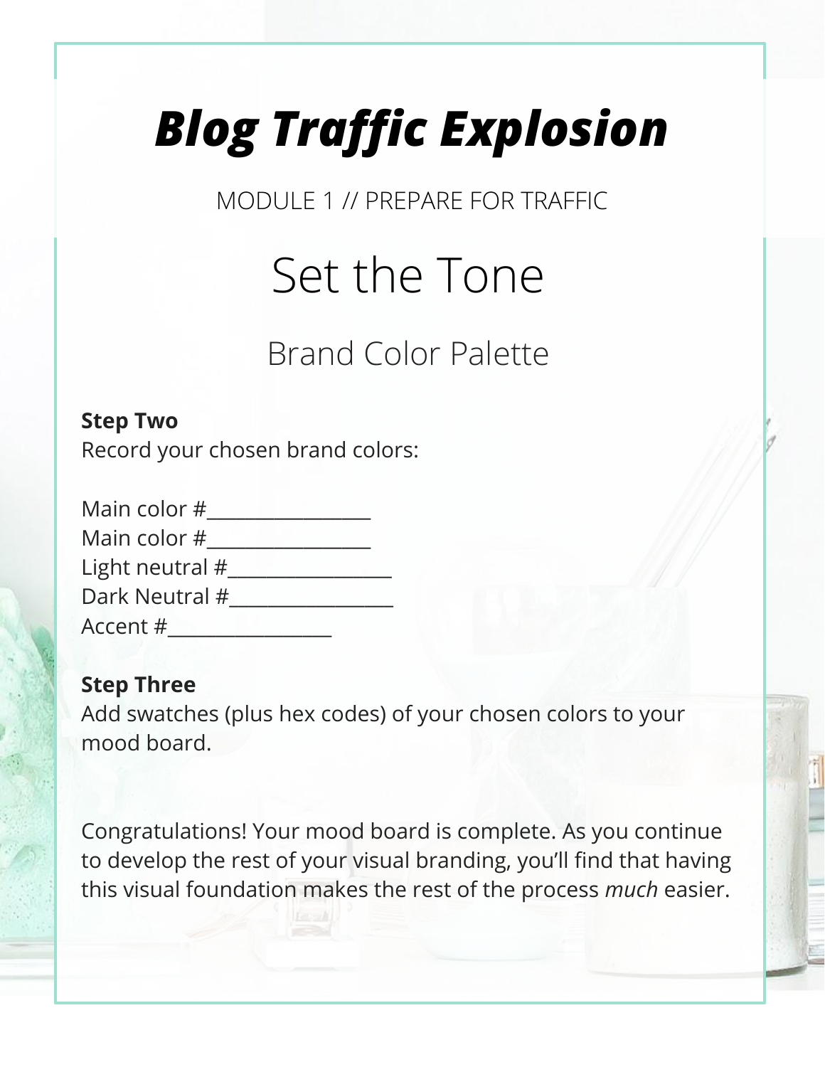# Blog Traffic Explosion

MODULE 1 // PREPARE FOR TRAFFIC

## Set the Tone

### Brand Color Palette

**Step Two**
Record your chosen brand colors:

Main color #________________
Main color #________________
Light neutral #________________
Dark Neutral #________________
Accent #________________

**Step Three**
Add swatches (plus hex codes) of your chosen colors to your mood board.

Congratulations! Your mood board is complete. As you continue to develop the rest of your visual branding, you'll find that having this visual foundation makes the rest of the process *much* easier.